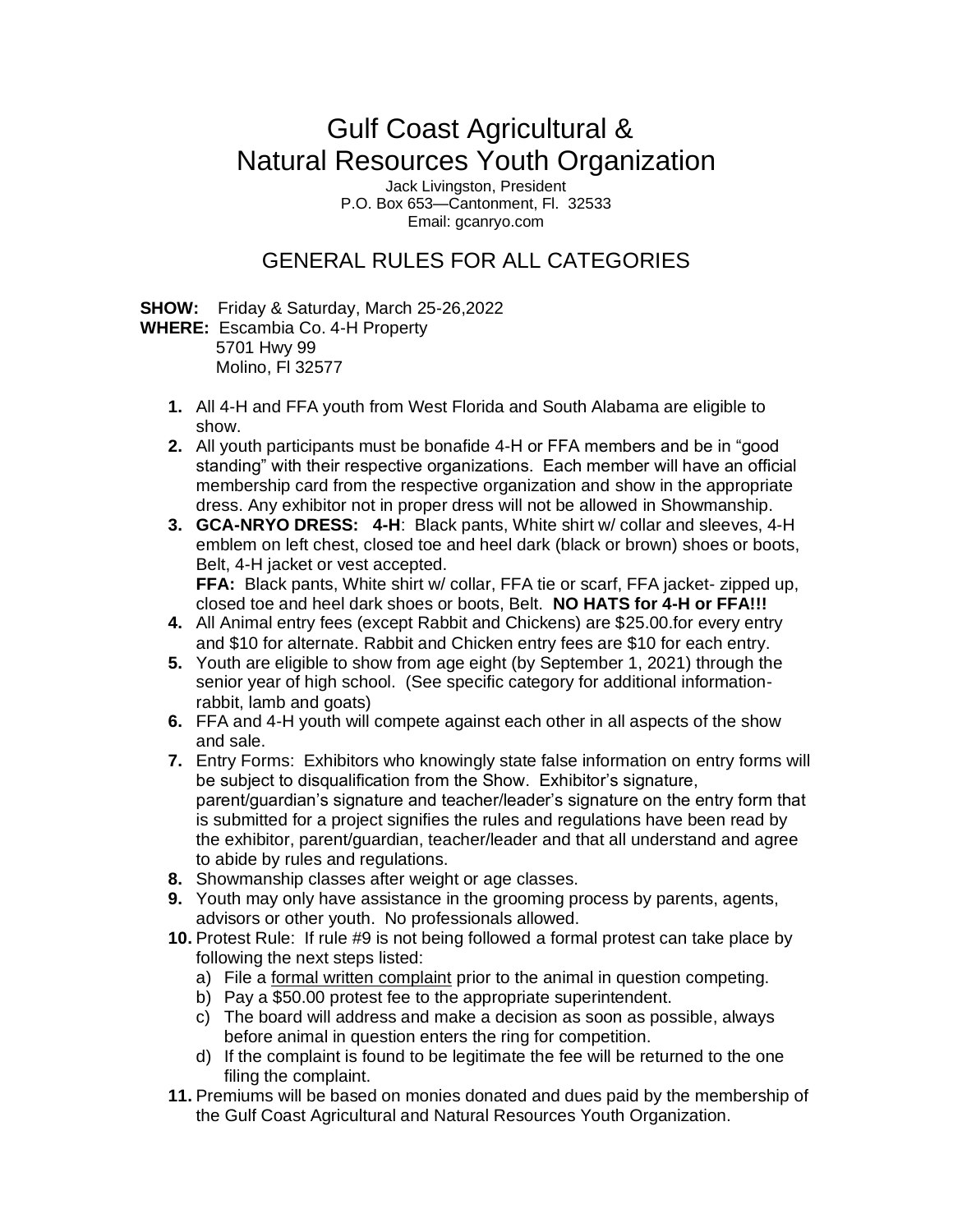# Gulf Coast Agricultural & Natural Resources Youth Organization

Jack Livingston, President
P.O. Box 653—Cantonment, Fl. 32533
Email: gcanryo.com

## GENERAL RULES FOR ALL CATEGORIES

**SHOW:** Friday & Saturday, March 25-26,2022
**WHERE:** Escambia Co. 4-H Property
5701 Hwy 99
Molino, Fl 32577

1. All 4-H and FFA youth from West Florida and South Alabama are eligible to show.
2. All youth participants must be bonafide 4-H or FFA members and be in "good standing" with their respective organizations. Each member will have an official membership card from the respective organization and show in the appropriate dress. Any exhibitor not in proper dress will not be allowed in Showmanship.
3. **GCA-NRYO DRESS: 4-H**: Black pants, White shirt w/ collar and sleeves, 4-H emblem on left chest, closed toe and heel dark (black or brown) shoes or boots, Belt, 4-H jacket or vest accepted.
   **FFA:** Black pants, White shirt w/ collar, FFA tie or scarf, FFA jacket- zipped up, closed toe and heel dark shoes or boots, Belt. **NO HATS for 4-H or FFA!!!**
4. All Animal entry fees (except Rabbit and Chickens) are $25.00.for every entry and $10 for alternate. Rabbit and Chicken entry fees are $10 for each entry.
5. Youth are eligible to show from age eight (by September 1, 2021) through the senior year of high school. (See specific category for additional information- rabbit, lamb and goats)
6. FFA and 4-H youth will compete against each other in all aspects of the show and sale.
7. Entry Forms: Exhibitors who knowingly state false information on entry forms will be subject to disqualification from the Show. Exhibitor's signature, parent/guardian's signature and teacher/leader's signature on the entry form that is submitted for a project signifies the rules and regulations have been read by the exhibitor, parent/guardian, teacher/leader and that all understand and agree to abide by rules and regulations.
8. Showmanship classes after weight or age classes.
9. Youth may only have assistance in the grooming process by parents, agents, advisors or other youth. No professionals allowed.
10. Protest Rule: If rule #9 is not being followed a formal protest can take place by following the next steps listed:
    a) File a formal written complaint prior to the animal in question competing.
    b) Pay a $50.00 protest fee to the appropriate superintendent.
    c) The board will address and make a decision as soon as possible, always before animal in question enters the ring for competition.
    d) If the complaint is found to be legitimate the fee will be returned to the one filing the complaint.
11. Premiums will be based on monies donated and dues paid by the membership of the Gulf Coast Agricultural and Natural Resources Youth Organization.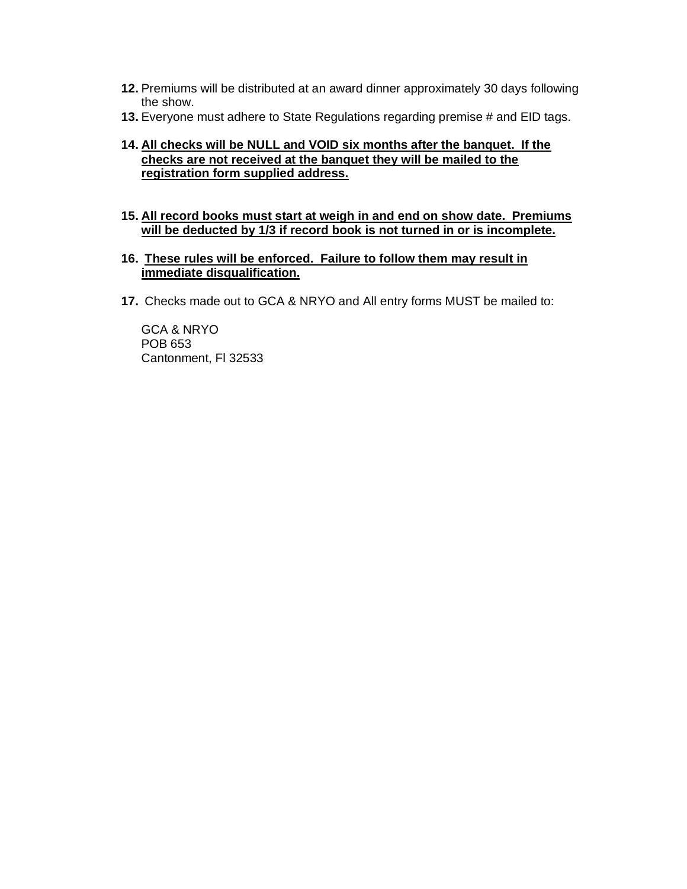12. Premiums will be distributed at an award dinner approximately 30 days following the show.
13. Everyone must adhere to State Regulations regarding premise # and EID tags.
14. **<u>All checks will be NULL and VOID six months after the banquet. If the checks are not received at the banquet they will be mailed to the registration form supplied address.</u>**
15. **<u>All record books must start at weigh in and end on show date. Premiums will be deducted by 1/3 if record book is not turned in or is incomplete.</u>**
16. **<u>These rules will be enforced. Failure to follow them may result in immediate disqualification.</u>**
17. Checks made out to GCA & NRYO and All entry forms MUST be mailed to:

    GCA & NRYO
    POB 653
    Cantonment, Fl 32533